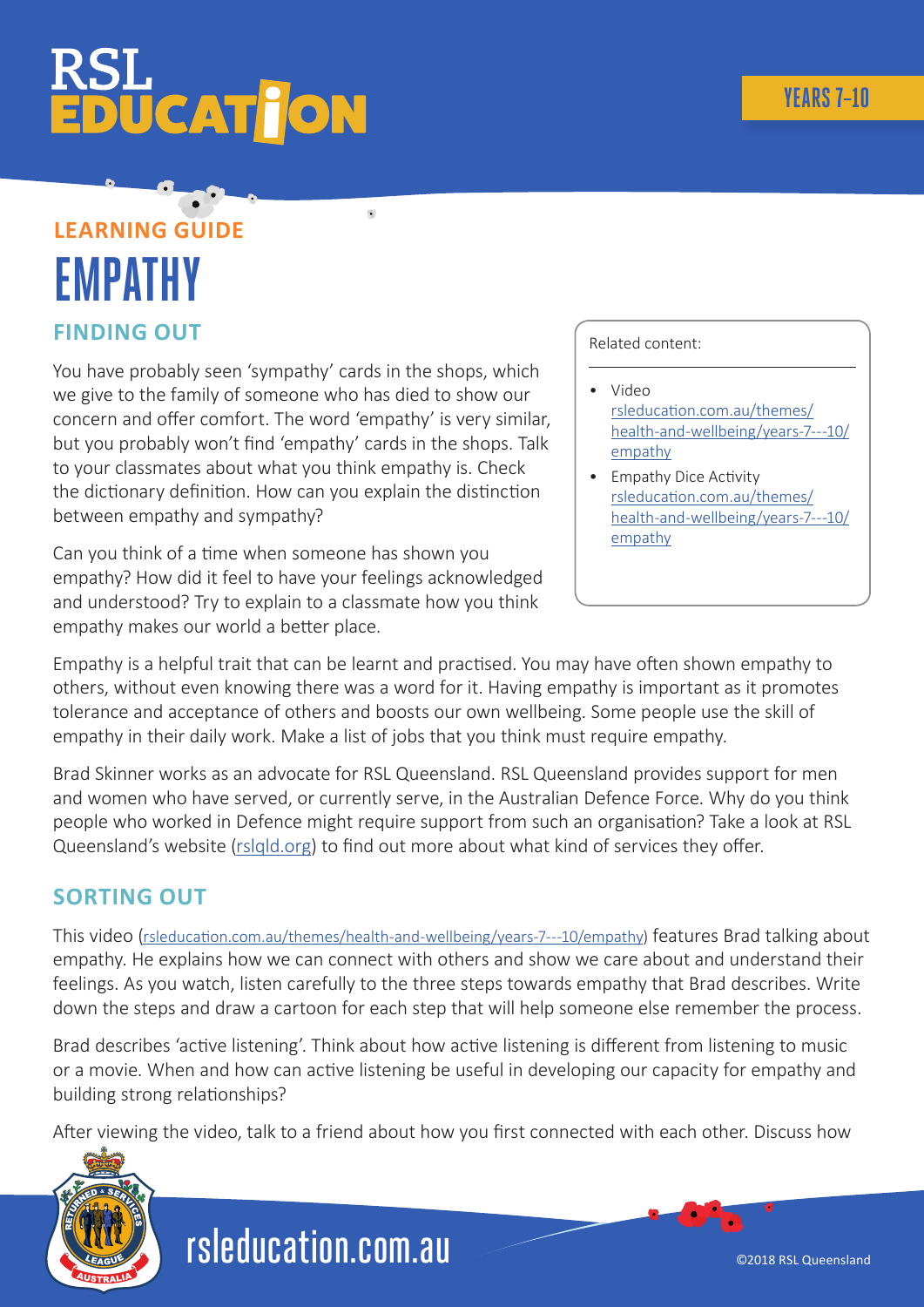# RSL EDUCATION

YEARS 7–10

## LEARNING GUIDE

# EMPATHY

### FINDING OUT

You have probably seen 'sympathy' cards in the shops, which we give to the family of someone who has died to show our concern and offer comfort. The word 'empathy' is very similar, but you probably won't find 'empathy' cards in the shops. Talk to your classmates about what you think empathy is. Check the dictionary definition. How can you explain the distinction between empathy and sympathy?

Can you think of a time when someone has shown you empathy? How did it feel to have your feelings acknowledged and understood? Try to explain to a classmate how you think empathy makes our world a better place.

Related content:

- Video [rsleducation.com.au/themes/health-and-wellbeing/years-7---10/empathy](rsleducation.com.au/themes/health-and-wellbeing/years-7---10/empathy)
- Empathy Dice Activity [rsleducation.com.au/themes/health-and-wellbeing/years-7---10/empathy](rsleducation.com.au/themes/health-and-wellbeing/years-7---10/empathy)

Empathy is a helpful trait that can be learnt and practised. You may have often shown empathy to others, without even knowing there was a word for it. Having empathy is important as it promotes tolerance and acceptance of others and boosts our own wellbeing. Some people use the skill of empathy in their daily work. Make a list of jobs that you think must require empathy.

Brad Skinner works as an advocate for RSL Queensland. RSL Queensland provides support for men and women who have served, or currently serve, in the Australian Defence Force. Why do you think people who worked in Defence might require support from such an organisation? Take a look at RSL Queensland's website ([rslqld.org](rslqld.org)) to find out more about what kind of services they offer.

### SORTING OUT

This video ([rsleducation.com.au/themes/health-and-wellbeing/years-7---10/empathy](rsleducation.com.au/themes/health-and-wellbeing/years-7---10/empathy)) features Brad talking about empathy. He explains how we can connect with others and show we care about and understand their feelings. As you watch, listen carefully to the three steps towards empathy that Brad describes. Write down the steps and draw a cartoon for each step that will help someone else remember the process.

Brad describes 'active listening'. Think about how active listening is different from listening to music or a movie. When and how can active listening be useful in developing our capacity for empathy and building strong relationships?

After viewing the video, talk to a friend about how you first connected with each other. Discuss how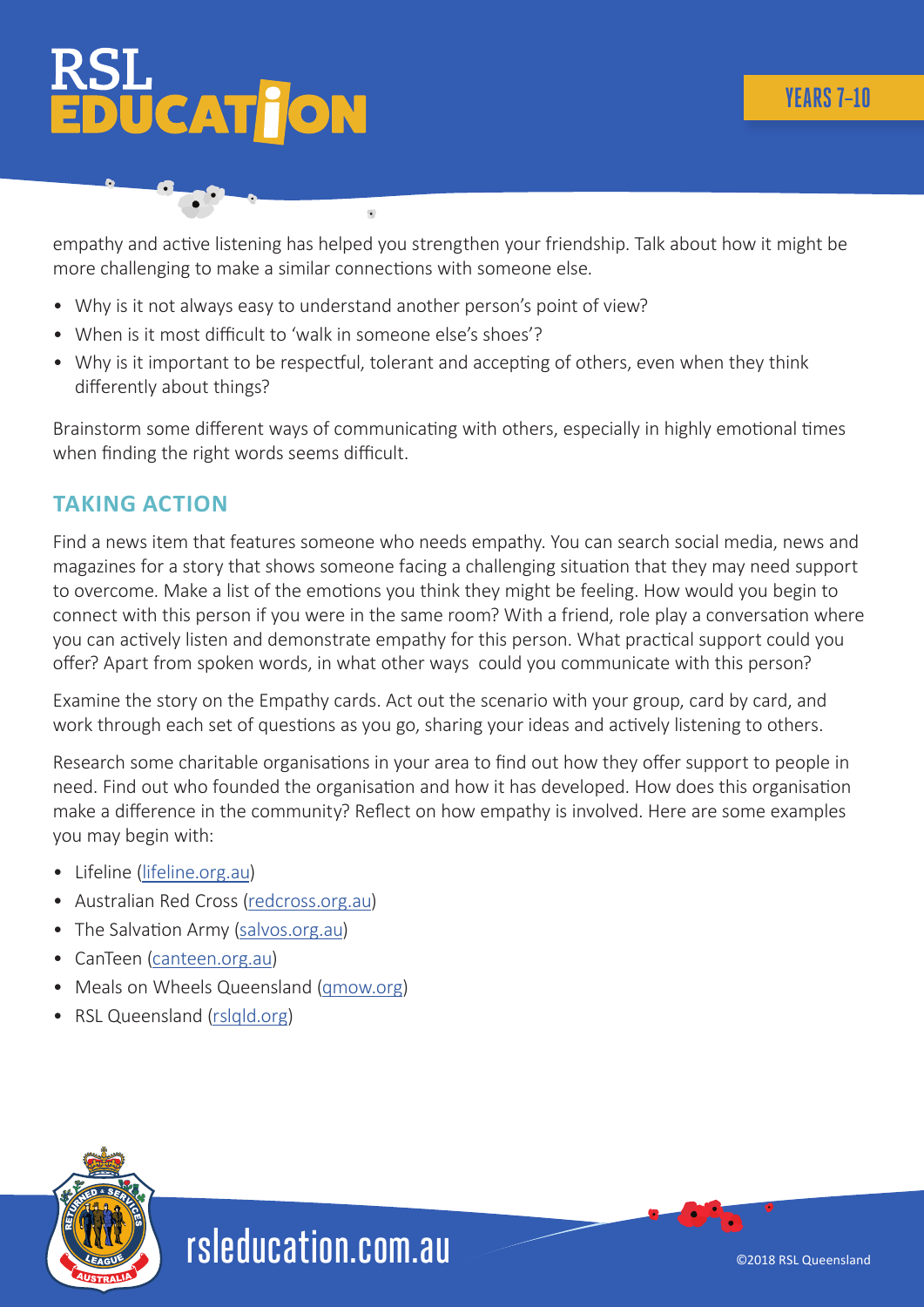empathy and active listening has helped you strengthen your friendship. Talk about how it might be more challenging to make a similar connections with someone else.

- Why is it not always easy to understand another person's point of view?
- When is it most difficult to 'walk in someone else's shoes'?
- Why is it important to be respectful, tolerant and accepting of others, even when they think differently about things?

Brainstorm some different ways of communicating with others, especially in highly emotional times when finding the right words seems difficult.

## TAKING ACTION

Find a news item that features someone who needs empathy. You can search social media, news and magazines for a story that shows someone facing a challenging situation that they may need support to overcome. Make a list of the emotions you think they might be feeling. How would you begin to connect with this person if you were in the same room? With a friend, role play a conversation where you can actively listen and demonstrate empathy for this person. What practical support could you offer? Apart from spoken words, in what other ways could you communicate with this person?

Examine the story on the Empathy cards. Act out the scenario with your group, card by card, and work through each set of questions as you go, sharing your ideas and actively listening to others.

Research some charitable organisations in your area to find out how they offer support to people in need. Find out who founded the organisation and how it has developed. How does this organisation make a difference in the community? Reflect on how empathy is involved. Here are some examples you may begin with:

- Lifeline (lifeline.org.au)
- Australian Red Cross (redcross.org.au)
- The Salvation Army (salvos.org.au)
- CanTeen (canteen.org.au)
- Meals on Wheels Queensland (qmow.org)
- RSL Queensland (rslqld.org)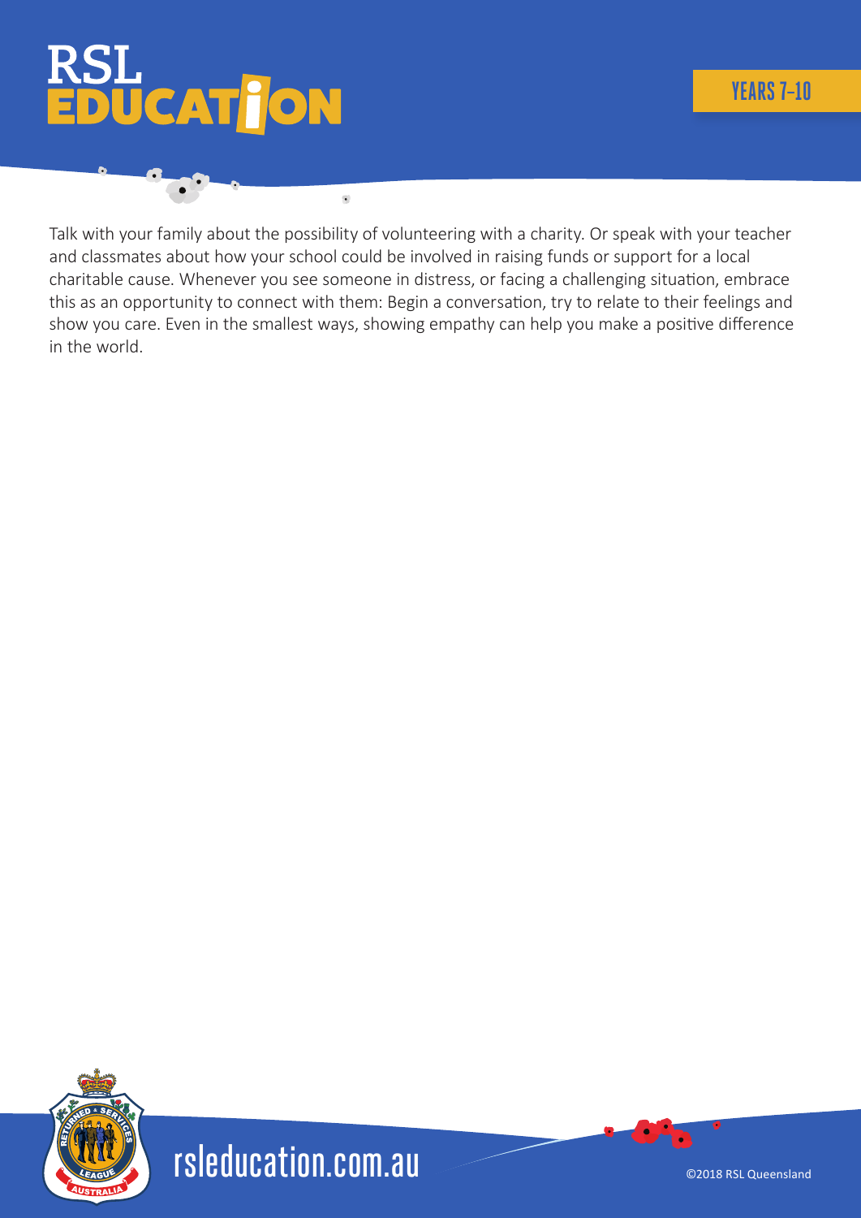Talk with your family about the possibility of volunteering with a charity. Or speak with your teacher and classmates about how your school could be involved in raising funds or support for a local charitable cause. Whenever you see someone in distress, or facing a challenging situation, embrace this as an opportunity to connect with them: Begin a conversation, try to relate to their feelings and show you care. Even in the smallest ways, showing empathy can help you make a positive difference in the world.